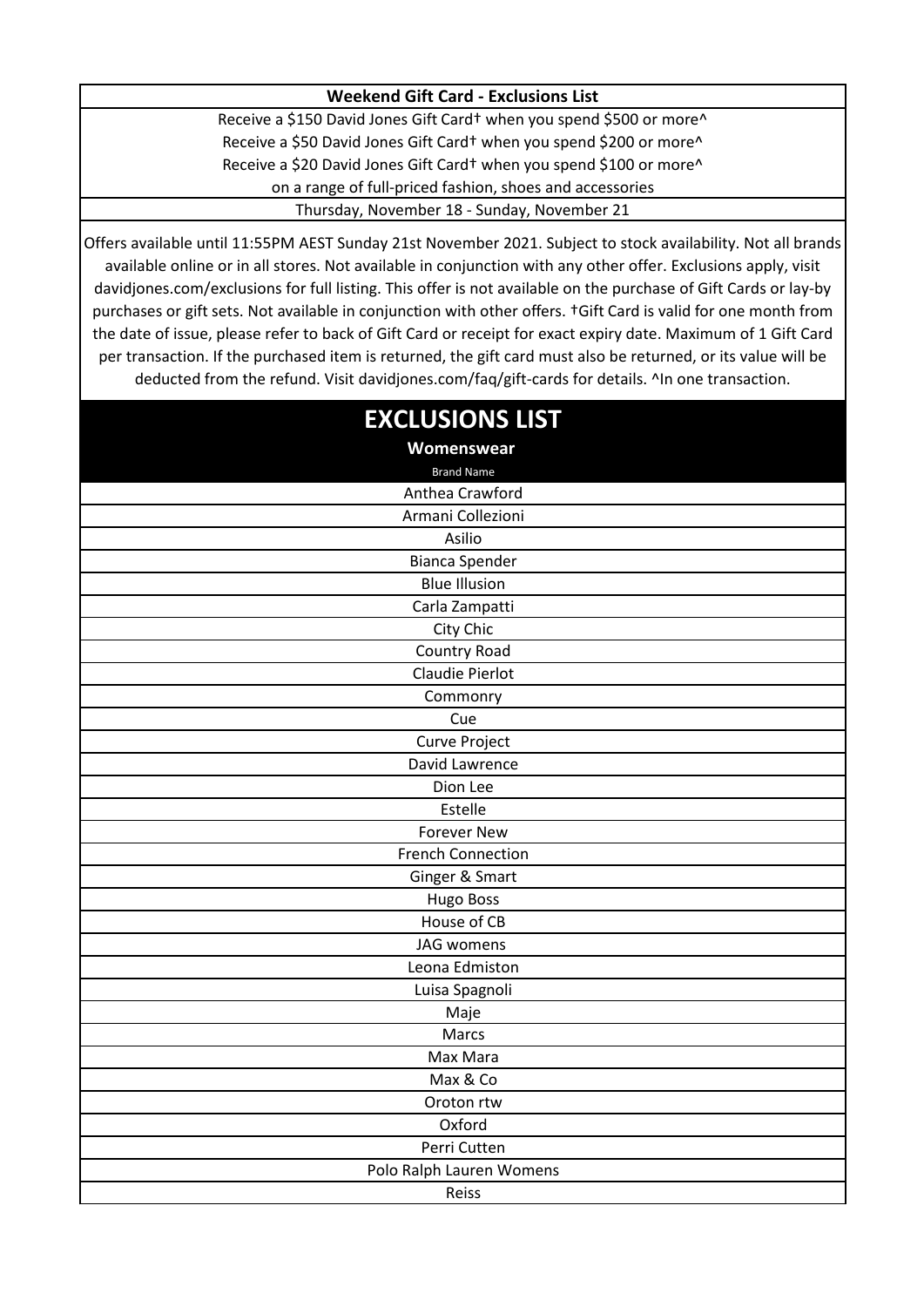## Weekend Gift Card - Exclusions List

Receive a $150 David Jones Gift Card† when you spend $500 or more^
Receive a $50 David Jones Gift Card† when you spend $200 or more^
Receive a $20 David Jones Gift Card† when you spend $100 or more^
on a range of full-priced fashion, shoes and accessories

Thursday, November 18 - Sunday, November 21

Offers available until 11:55PM AEST Sunday 21st November 2021. Subject to stock availability. Not all brands available online or in all stores. Not available in conjunction with any other offer. Exclusions apply, visit davidjones.com/exclusions for full listing. This offer is not available on the purchase of Gift Cards or lay-by purchases or gift sets. Not available in conjunction with other offers. †Gift Card is valid for one month from the date of issue, please refer to back of Gift Card or receipt for exact expiry date. Maximum of 1 Gift Card per transaction. If the purchased item is returned, the gift card must also be returned, or its value will be deducted from the refund. Visit davidjones.com/faq/gift-cards for details. ^In one transaction.

# EXCLUSIONS LIST

### Womenswear

| Brand Name |
| --- |
| Anthea Crawford |
| Armani Collezioni |
| Asilio |
| Bianca Spender |
| Blue Illusion |
| Carla Zampatti |
| City Chic |
| Country Road |
| Claudie Pierlot |
| Commonry |
| Cue |
| Curve Project |
| David Lawrence |
| Dion Lee |
| Estelle |
| Forever New |
| French Connection |
| Ginger & Smart |
| Hugo Boss |
| House of CB |
| JAG womens |
| Leona Edmiston |
| Luisa Spagnoli |
| Maje |
| Marcs |
| Max Mara |
| Max & Co |
| Oroton rtw |
| Oxford |
| Perri Cutten |
| Polo Ralph Lauren Womens |
| Reiss |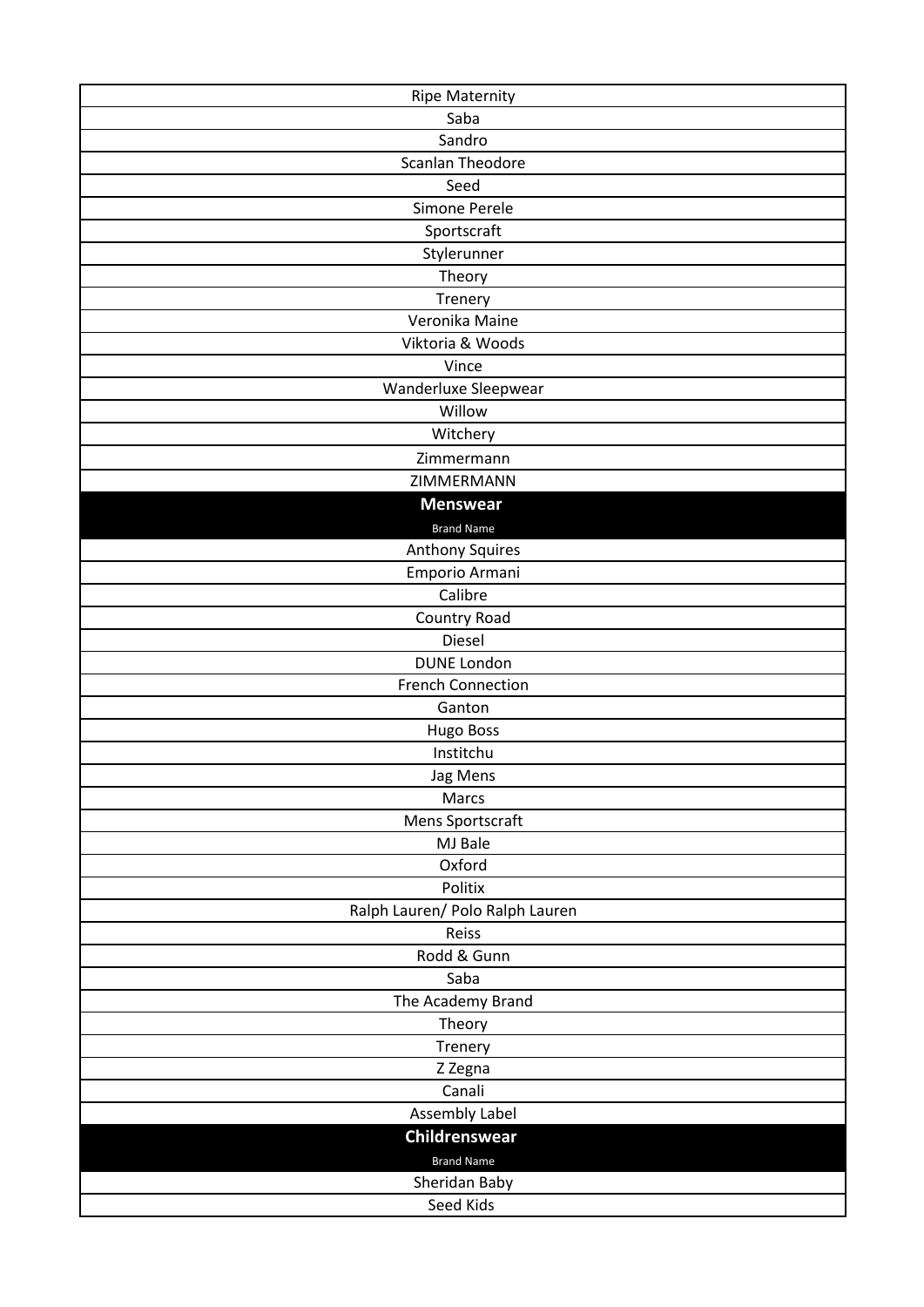| |
|---|
| Ripe Maternity |
| Saba |
| Sandro |
| Scanlan Theodore |
| Seed |
| Simone Perele |
| Sportscraft |
| Stylerunner |
| Theory |
| Trenery |
| Veronika Maine |
| Viktoria & Woods |
| Vince |
| Wanderluxe Sleepwear |
| Willow |
| Witchery |
| Zimmermann |
| ZIMMERMANN |

| **Menswear** |
|---|
| Brand Name |
| Anthony Squires |
| Emporio Armani |
| Calibre |
| Country Road |
| Diesel |
| DUNE London |
| French Connection |
| Ganton |
| Hugo Boss |
| Institchu |
| Jag Mens |
| Marcs |
| Mens Sportscraft |
| MJ Bale |
| Oxford |
| Politix |
| Ralph Lauren/ Polo Ralph Lauren |
| Reiss |
| Rodd & Gunn |
| Saba |
| The Academy Brand |
| Theory |
| Trenery |
| Z Zegna |
| Canali |
| Assembly Label |

| **Childrenswear** |
|---|
| Brand Name |
| Sheridan Baby |
| Seed Kids |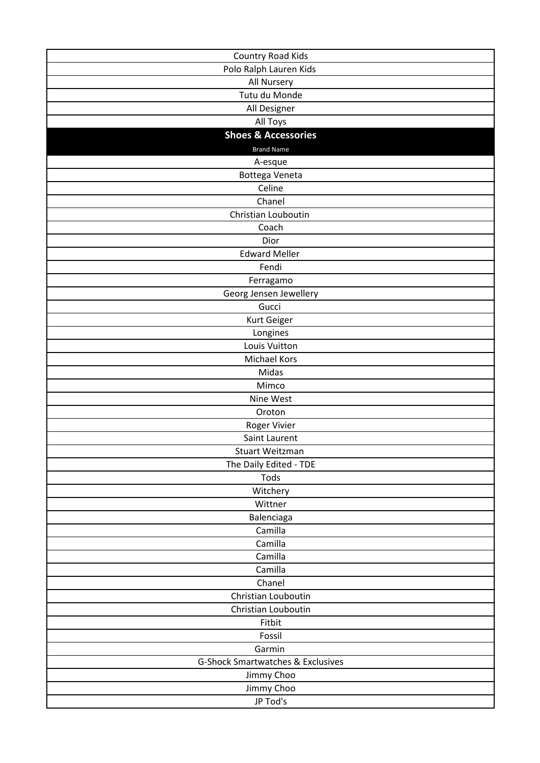| |
|---|
| Country Road Kids |
| Polo Ralph Lauren Kids |
| All Nursery |
| Tutu du Monde |
| All Designer |
| All Toys |
| **Shoes & Accessories** |
| Brand Name |
| A-esque |
| Bottega Veneta |
| Celine |
| Chanel |
| Christian Louboutin |
| Coach |
| Dior |
| Edward Meller |
| Fendi |
| Ferragamo |
| Georg Jensen Jewellery |
| Gucci |
| Kurt Geiger |
| Longines |
| Louis Vuitton |
| Michael Kors |
| Midas |
| Mimco |
| Nine West |
| Oroton |
| Roger Vivier |
| Saint Laurent |
| Stuart Weitzman |
| The Daily Edited - TDE |
| Tods |
| Witchery |
| Wittner |
| Balenciaga |
| Camilla |
| Camilla |
| Camilla |
| Camilla |
| Chanel |
| Christian Louboutin |
| Christian Louboutin |
| Fitbit |
| Fossil |
| Garmin |
| G-Shock Smartwatches & Exclusives |
| Jimmy Choo |
| Jimmy Choo |
| JP Tod's |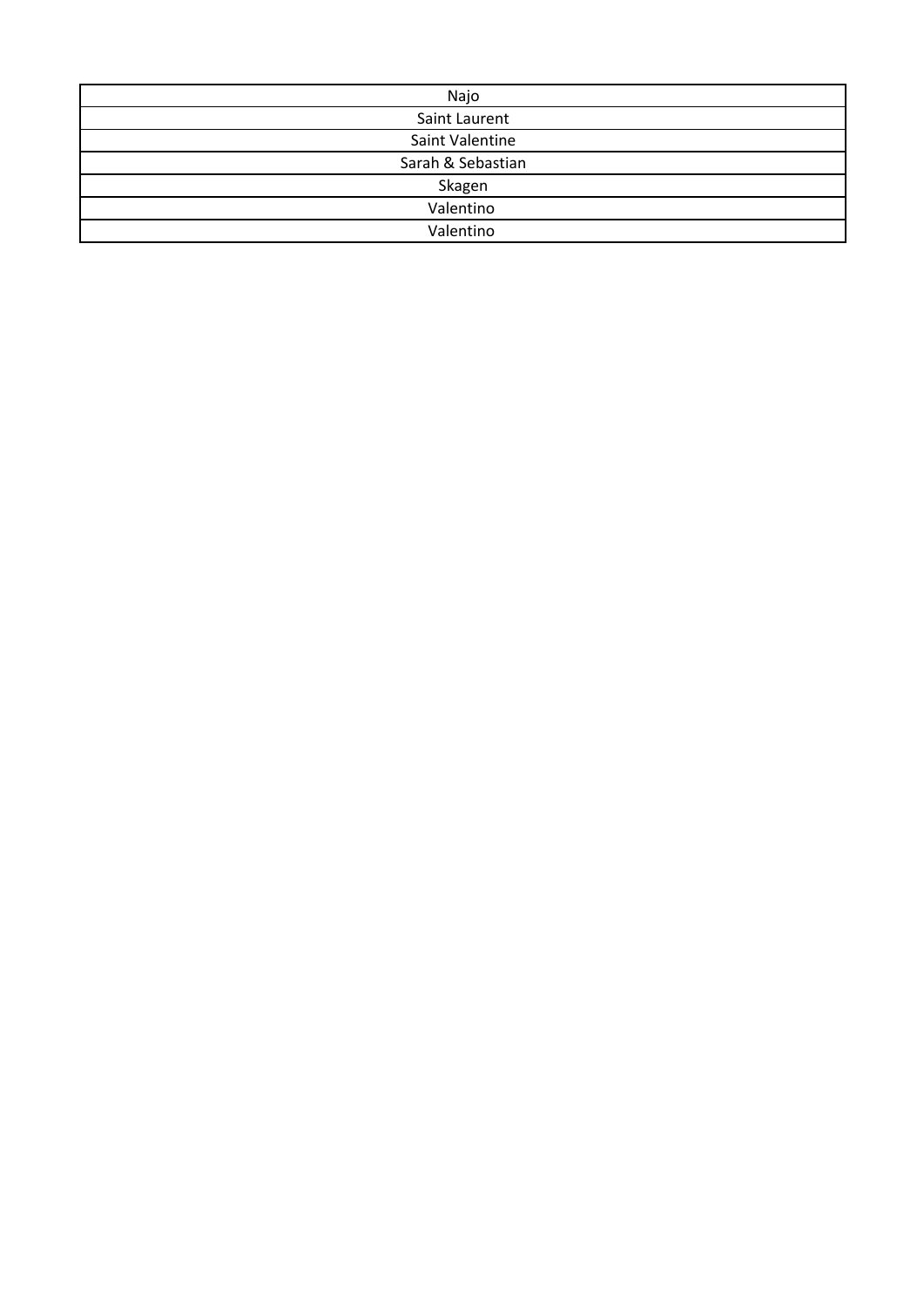| |
|---|
| Najo |
| Saint Laurent |
| Saint Valentine |
| Sarah & Sebastian |
| Skagen |
| Valentino |
| Valentino |